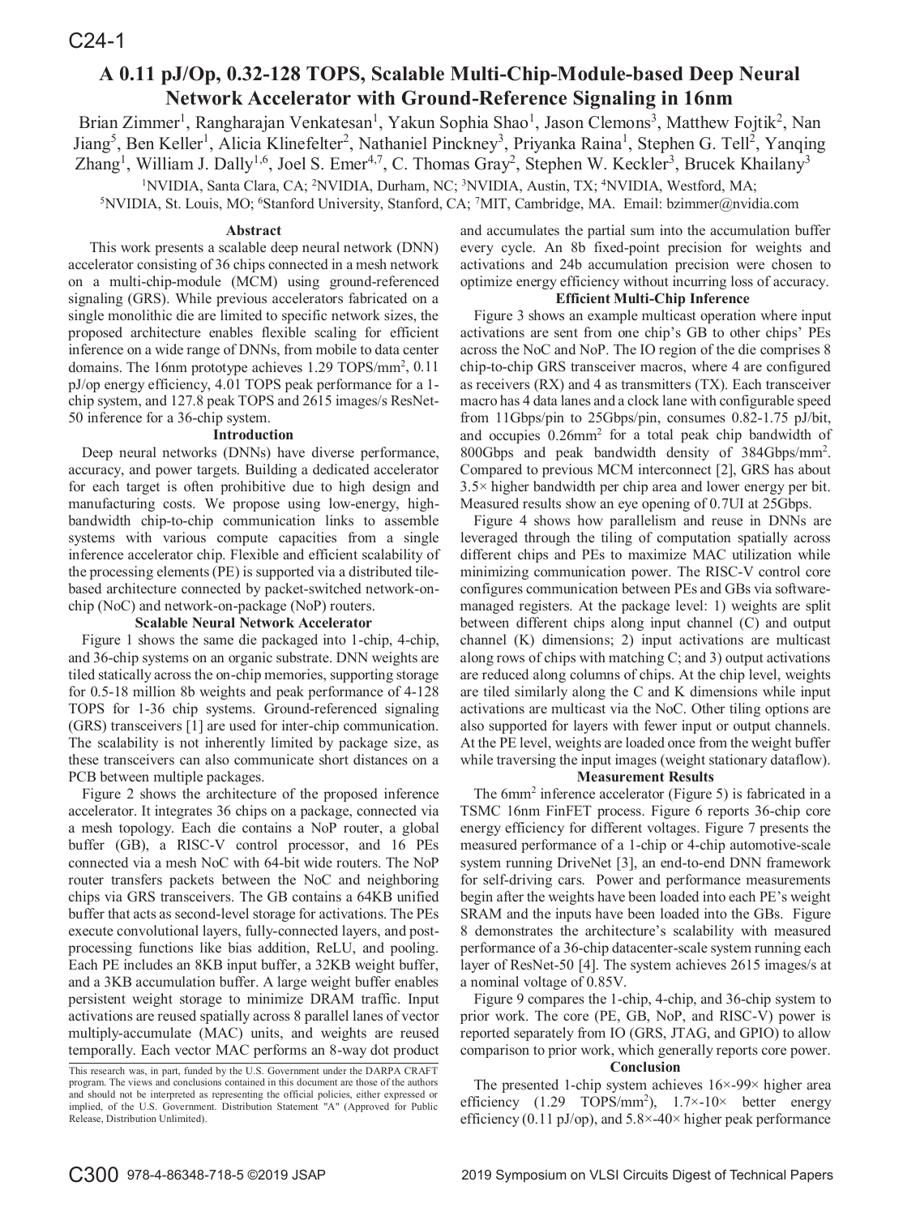# A 0.11 pJ/Op, 0.32-128 TOPS, Scalable Multi-Chip-Module-based Deep Neural Network Accelerator with Ground-Reference Signaling in 16nm

Brian Zimmer[1], Rangharajan Venkatesan[1], Yakun Sophia Shao[1], Jason Clemons[3], Matthew Fojtik[2], Nan Jiang[5], Ben Keller[1], Alicia Klinefelter[2], Nathaniel Pinckney[3], Priyanka Raina[1], Stephen G. Tell[2], Yanqing Zhang[1], William J. Dally[1,6], Joel S. Emer[4,7], C. Thomas Gray[2], Stephen W. Keckler[3], Brucek Khailany[3]

[1]NVIDIA, Santa Clara, CA; [2]NVIDIA, Durham, NC; [3]NVIDIA, Austin, TX; [4]NVIDIA, Westford, MA;
[5]NVIDIA, St. Louis, MO; [6]Stanford University, Stanford, CA; [7]MIT, Cambridge, MA. Email: bzimmer@nvidia.com

## Abstract

This work presents a scalable deep neural network (DNN) accelerator consisting of 36 chips connected in a mesh network on a multi-chip-module (MCM) using ground-referenced signaling (GRS). While previous accelerators fabricated on a single monolithic die are limited to specific network sizes, the proposed architecture enables flexible scaling for efficient inference on a wide range of DNNs, from mobile to data center domains. The 16nm prototype achieves 1.29 TOPS/mm$^2$, 0.11 pJ/op energy efficiency, 4.01 TOPS peak performance for a 1-chip system, and 127.8 peak TOPS and 2615 images/s ResNet-50 inference for a 36-chip system.

## Introduction

Deep neural networks (DNNs) have diverse performance, accuracy, and power targets. Building a dedicated accelerator for each target is often prohibitive due to high design and manufacturing costs. We propose using low-energy, high-bandwidth chip-to-chip communication links to assemble systems with various compute capacities from a single inference accelerator chip. Flexible and efficient scalability of the processing elements (PE) is supported via a distributed tile-based architecture connected by packet-switched network-on-chip (NoC) and network-on-package (NoP) routers.

## Scalable Neural Network Accelerator

Figure 1 shows the same die packaged into 1-chip, 4-chip, and 36-chip systems on an organic substrate. DNN weights are tiled statically across the on-chip memories, supporting storage for 0.5-18 million 8b weights and peak performance of 4-128 TOPS for 1-36 chip systems. Ground-referenced signaling (GRS) transceivers [1] are used for inter-chip communication. The scalability is not inherently limited by package size, as these transceivers can also communicate short distances on a PCB between multiple packages.

Figure 2 shows the architecture of the proposed inference accelerator. It integrates 36 chips on a package, connected via a mesh topology. Each die contains a NoP router, a global buffer (GB), a RISC-V control processor, and 16 PEs connected via a mesh NoC with 64-bit wide routers. The NoP router transfers packets between the NoC and neighboring chips via GRS transceivers. The GB contains a 64KB unified buffer that acts as second-level storage for activations. The PEs execute convolutional layers, fully-connected layers, and post-processing functions like bias addition, ReLU, and pooling. Each PE includes an 8KB input buffer, a 32KB weight buffer, and a 3KB accumulation buffer. A large weight buffer enables persistent weight storage to minimize DRAM traffic. Input activations are reused spatially across 8 parallel lanes of vector multiply-accumulate (MAC) units, and weights are reused temporally. Each vector MAC performs an 8-way dot product and accumulates the partial sum into the accumulation buffer every cycle. An 8b fixed-point precision for weights and activations and 24b accumulation precision were chosen to optimize energy efficiency without incurring loss of accuracy.

## Efficient Multi-Chip Inference

Figure 3 shows an example multicast operation where input activations are sent from one chip's GB to other chips' PEs across the NoC and NoP. The IO region of the die comprises 8 chip-to-chip GRS transceiver macros, where 4 are configured as receivers (RX) and 4 as transmitters (TX). Each transceiver macro has 4 data lanes and a clock lane with configurable speed from 11Gbps/pin to 25Gbps/pin, consumes 0.82-1.75 pJ/bit, and occupies 0.26mm$^2$ for a total peak chip bandwidth of 800Gbps and peak bandwidth density of 384Gbps/mm$^2$. Compared to previous MCM interconnect [2], GRS has about 3.5× higher bandwidth per chip area and lower energy per bit. Measured results show an eye opening of 0.7UI at 25Gbps.

Figure 4 shows how parallelism and reuse in DNNs are leveraged through the tiling of computation spatially across different chips and PEs to maximize MAC utilization while minimizing communication power. The RISC-V control core configures communication between PEs and GBs via software-managed registers. At the package level: 1) weights are split between different chips along input channel (C) and output channel (K) dimensions; 2) input activations are multicast along rows of chips with matching C; and 3) output activations are reduced along columns of chips. At the chip level, weights are tiled similarly along the C and K dimensions while input activations are multicast via the NoC. Other tiling options are also supported for layers with fewer input or output channels. At the PE level, weights are loaded once from the weight buffer while traversing the input images (weight stationary dataflow).

## Measurement Results

The 6mm$^2$ inference accelerator (Figure 5) is fabricated in a TSMC 16nm FinFET process. Figure 6 reports 36-chip core energy efficiency for different voltages. Figure 7 presents the measured performance of a 1-chip or 4-chip automotive-scale system running DriveNet [3], an end-to-end DNN framework for self-driving cars. Power and performance measurements begin after the weights have been loaded into each PE's weight SRAM and the inputs have been loaded into the GBs. Figure 8 demonstrates the architecture's scalability with measured performance of a 36-chip datacenter-scale system running each layer of ResNet-50 [4]. The system achieves 2615 images/s at a nominal voltage of 0.85V.

Figure 9 compares the 1-chip, 4-chip, and 36-chip system to prior work. The core (PE, GB, NoP, and RISC-V) power is reported separately from IO (GRS, JTAG, and GPIO) to allow comparison to prior work, which generally reports core power.

## Conclusion

The presented 1-chip system achieves 16×-99× higher area efficiency (1.29 TOPS/mm$^2$), 1.7×-10× better energy efficiency (0.11 pJ/op), and 5.8×-40× higher peak performance

This research was, in part, funded by the U.S. Government under the DARPA CRAFT program. The views and conclusions contained in this document are those of the authors and should not be interpreted as representing the official policies, either expressed or implied, of the U.S. Government. Distribution Statement "A" (Approved for Public Release, Distribution Unlimited).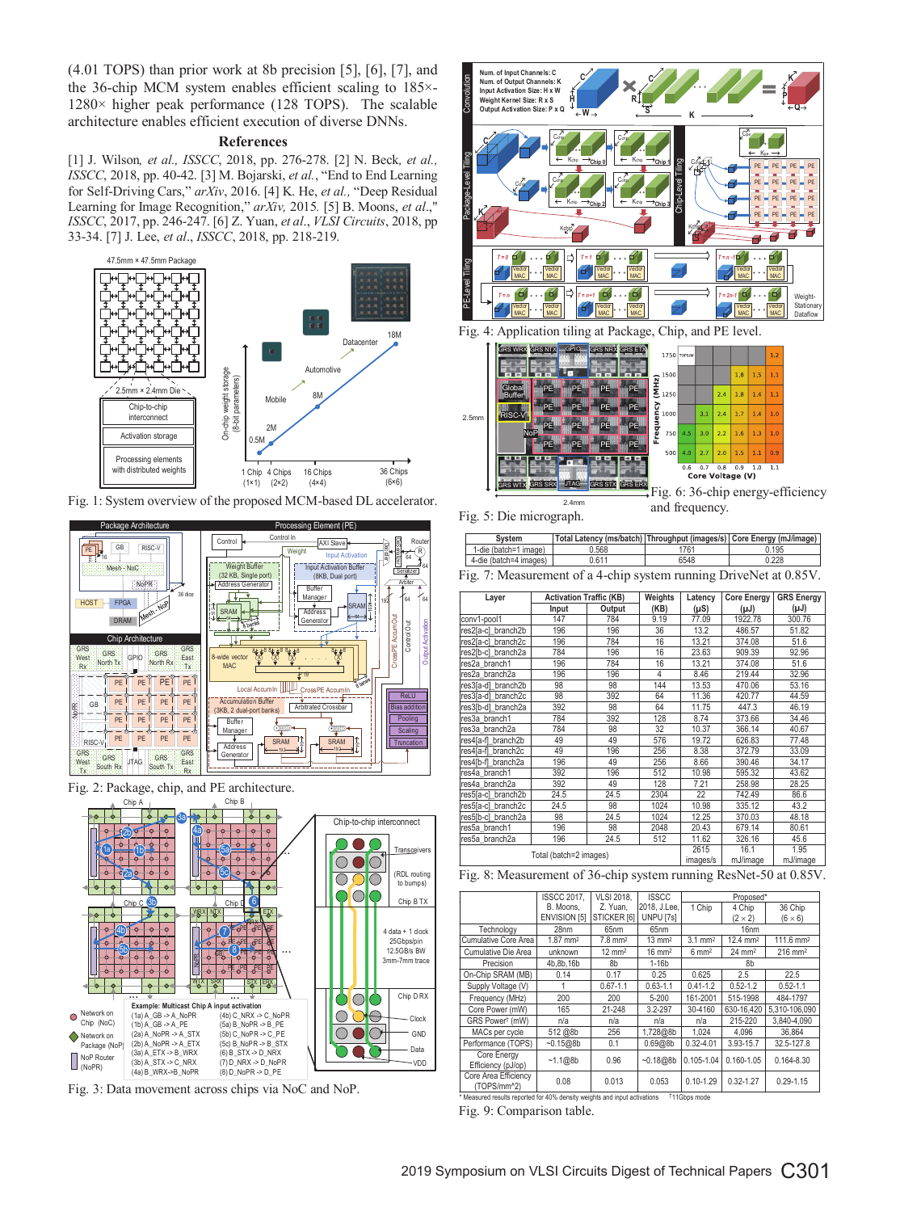(4.01 TOPS) than prior work at 8b precision [5], [6], [7], and the 36-chip MCM system enables efficient scaling to 185×-1280× higher peak performance (128 TOPS). The scalable architecture enables efficient execution of diverse DNNs.

## References

[1] J. Wilson, *et al.*, *ISSCC*, 2018, pp. 276-278. [2] N. Beck, *et al.*, *ISSCC*, 2018, pp. 40-42. [3] M. Bojarski, *et al.*, "End to End Learning for Self-Driving Cars," *arXiv*, 2016. [4] K. He, *et al.*, "Deep Residual Learning for Image Recognition," *arXiv*, 2015. [5] B. Moons, *et al.*," *ISSCC*, 2017, pp. 246-247. [6] Z. Yuan, *et al.*, *VLSI Circuits*, 2018, pp 33-34. [7] J. Lee, *et al.*, *ISSCC*, 2018, pp. 218-219.

Fig. 1: System overview of the proposed MCM-based DL accelerator.

Fig. 2: Package, chip, and PE architecture.

Fig. 3: Data movement across chips via NoC and NoP.

Fig. 4: Application tiling at Package, Chip, and PE level.

Fig. 5: Die micrograph.

Fig. 6: 36-chip energy-efficiency and frequency.

| System | Total Latency (ms/batch) | Throughput (images/s) | Core Energy (mJ/image) |
|---|---|---|---|
| 1-die (batch=1 image) | 0.568 | 1761 | 0.195 |
| 4-die (batch=4 images) | 0.611 | 6548 | 0.228 |

Fig. 7: Measurement of a 4-chip system running DriveNet at 0.85V.

| Layer | Activation Traffic (KB) | | Weights (KB) | Latency (µS) | Core Energy (µJ) | GRS Energy (µJ) |
|---|---|---|---|---|---|---|
| | Input | Output | | | | |
| conv1-pool1 | 147 | 784 | 9.19 | 77.09 | 1922.78 | 300.76 |
| res2[a-c]_branch2b | 196 | 196 | 36 | 13.2 | 486.57 | 51.82 |
| res2[a-c]_branch2c | 196 | 784 | 16 | 13.21 | 374.08 | 51.6 |
| res2[b-c]_branch2a | 784 | 196 | 16 | 23.63 | 909.39 | 92.96 |
| res2a_branch1 | 196 | 784 | 16 | 13.21 | 374.08 | 51.6 |
| res2a_branch2a | 196 | 196 | 4 | 8.46 | 219.44 | 32.96 |
| res3[a-d]_branch2b | 98 | 98 | 144 | 13.53 | 470.06 | 53.16 |
| res3[a-d]_branch2c | 98 | 392 | 64 | 11.36 | 420.77 | 44.59 |
| res3[b-d]_branch2a | 392 | 98 | 64 | 11.75 | 447.3 | 46.19 |
| res3a_branch1 | 784 | 392 | 128 | 8.74 | 373.66 | 34.46 |
| res3a_branch2a | 784 | 98 | 32 | 10.37 | 366.14 | 40.67 |
| res4[a-f]_branch2b | 49 | 49 | 576 | 19.72 | 626.83 | 77.48 |
| res4[a-f]_branch2c | 49 | 196 | 256 | 8.38 | 372.79 | 33.09 |
| res4[b-f]_branch2a | 196 | 49 | 256 | 8.66 | 390.46 | 34.17 |
| res4a_branch1 | 392 | 196 | 512 | 10.98 | 595.32 | 43.62 |
| res4a_branch2a | 392 | 49 | 128 | 7.21 | 258.98 | 28.25 |
| res5[a-c]_branch2b | 24.5 | 24.5 | 2304 | 22 | 742.49 | 86.6 |
| res5[a-c]_branch2c | 24.5 | 98 | 1024 | 10.98 | 335.12 | 43.2 |
| res5[b-c]_branch2a | 98 | 24.5 | 1024 | 12.25 | 370.03 | 48.18 |
| res5a_branch1 | 196 | 98 | 2048 | 20.43 | 679.14 | 80.61 |
| res5a_branch2a | 196 | 24.5 | 512 | 11.62 | 326.16 | 45.6 |
| Total (batch=2 images) | | | | 2615 images/s | 16.1 mJ/image | 1.95 mJ/image |

Fig. 8: Measurement of 36-chip system running ResNet-50 at 0.85V.

| | ISSCC 2017, B. Moons, ENVISION [5] | VLSI 2018, Z. Yuan, STICKER [6] | ISSCC 2018, J.Lee, UNPU [7] | Proposed* 1 Chip | 4 Chip (2 × 2) | 36 Chip (6 × 6) |
|---|---|---|---|---|---|---|
| Technology | 28nm | 65nm | 65nm | 16nm | | |
| Cumulative Core Area | 1.87 mm² | 7.8 mm² | 13 mm² | 3.1 mm² | 12.4 mm² | 111.6 mm² |
| Cumulative Die Area | unknown | 12 mm² | 16 mm² | 6 mm² | 24 mm² | 216 mm² |
| Precision | 4b,8b,16b | 8b | 1-16b | 8b | | |
| On-Chip SRAM (MB) | 0.14 | 0.17 | 0.25 | 0.625 | 2.5 | 22.5 |
| Supply Voltage (V) | 1 | 0.67-1.1 | 0.63-1.1 | 0.41-1.2 | 0.52-1.2 | 0.52-1.1 |
| Frequency (MHz) | 200 | 200 | 5-200 | 161-2001 | 515-1998 | 484-1797 |
| Core Power (mW) | 165 | 21-248 | 3.2-297 | 30-4160 | 630-16,420 | 5,310-106,090 |
| GRS Power† (mW) | n/a | n/a | n/a | n/a | 215-220 | 3,840-4,090 |
| MACs per cycle | 512 @8b | 256 | 1,728@8b | 1,024 | 4,096 | 36,864 |
| Performance (TOPS) | ~0.15@8b | 0.1 | 0.69@8b | 0.32-4.01 | 3.93-15.7 | 32.5-127.8 |
| Core Energy Efficiency (pJ/op) | ~1.1@8b | 0.96 | ~0.18@8b | 0.105-1.04 | 0.160-1.05 | 0.164-8.30 |
| Core Area Efficiency (TOPS/mm^2) | 0.08 | 0.013 | 0.053 | 0.10-1.29 | 0.32-1.27 | 0.29-1.15 |

\* Measured results reported for 40% density weights and input activations † 11Gbps mode

Fig. 9: Comparison table.